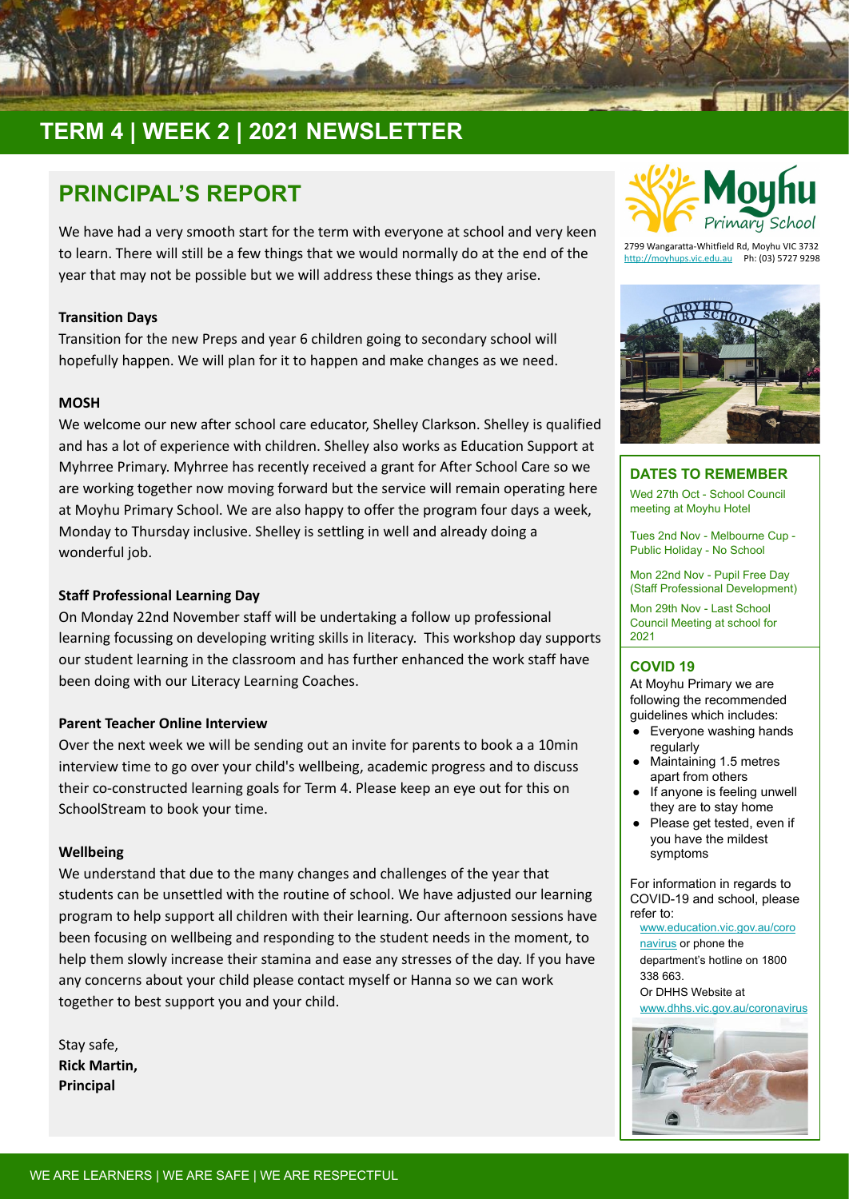# TERM 4 | WEEK 2 | 2021 NEWSLETTER

## PRINCIPAL'S REPORT

We have had a very smooth start for the term with everyone at school and very keen to learn. There will still be a few things that we would normally do at the end of the year that may not be possible but we will address these things as they arise.

**Transition Days**

Transition for the new Preps and year 6 children going to secondary school will hopefully happen. We will plan for it to happen and make changes as we need.

**MOSH**

We welcome our new after school care educator, Shelley Clarkson. Shelley is qualified and has a lot of experience with children. Shelley also works as Education Support at Myhrree Primary. Myhrree has recently received a grant for After School Care so we are working together now moving forward but the service will remain operating here at Moyhu Primary School. We are also happy to offer the program four days a week, Monday to Thursday inclusive. Shelley is settling in well and already doing a wonderful job.

**Staff Professional Learning Day**

On Monday 22nd November staff will be undertaking a follow up professional learning focussing on developing writing skills in literacy. This workshop day supports our student learning in the classroom and has further enhanced the work staff have been doing with our Literacy Learning Coaches.

**Parent Teacher Online Interview**

Over the next week we will be sending out an invite for parents to book a a 10min interview time to go over your child's wellbeing, academic progress and to discuss their co-constructed learning goals for Term 4. Please keep an eye out for this on SchoolStream to book your time.

**Wellbeing**

We understand that due to the many changes and challenges of the year that students can be unsettled with the routine of school. We have adjusted our learning program to help support all children with their learning. Our afternoon sessions have been focusing on wellbeing and responding to the student needs in the moment, to help them slowly increase their stamina and ease any stresses of the day. If you have any concerns about your child please contact myself or Hanna so we can work together to best support you and your child.

Stay safe,
**Rick Martin,**
**Principal**

Moyhu Primary School

2799 Wangaratta-Whitfield Rd, Moyhu VIC 3732
http://moyhups.vic.edu.au Ph: (03) 5727 9298

### DATES TO REMEMBER

Wed 27th Oct - School Council meeting at Moyhu Hotel

Tues 2nd Nov - Melbourne Cup - Public Holiday - No School

Mon 22nd Nov - Pupil Free Day (Staff Professional Development)

Mon 29th Nov - Last School Council Meeting at school for 2021

### COVID 19

At Moyhu Primary we are following the recommended guidelines which includes:

- Everyone washing hands regularly
- Maintaining 1.5 metres apart from others
- If anyone is feeling unwell they are to stay home
- Please get tested, even if you have the mildest symptoms

For information in regards to COVID-19 and school, please refer to:
www.education.vic.gov.au/coronavirus or phone the department's hotline on 1800 338 663.
Or DHHS Website at www.dhhs.vic.gov.au/coronavirus

WE ARE LEARNERS | WE ARE SAFE | WE ARE RESPECTFUL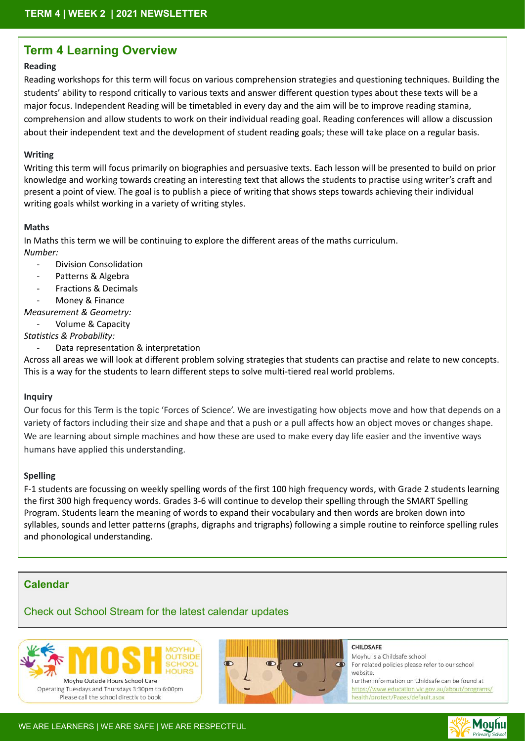## Term 4 Learning Overview

**Reading**

Reading workshops for this term will focus on various comprehension strategies and questioning techniques. Building the students' ability to respond critically to various texts and answer different question types about these texts will be a major focus. Independent Reading will be timetabled in every day and the aim will be to improve reading stamina, comprehension and allow students to work on their individual reading goal. Reading conferences will allow a discussion about their independent text and the development of student reading goals; these will take place on a regular basis.

**Writing**

Writing this term will focus primarily on biographies and persuasive texts. Each lesson will be presented to build on prior knowledge and working towards creating an interesting text that allows the students to practise using writer's craft and present a point of view. The goal is to publish a piece of writing that shows steps towards achieving their individual writing goals whilst working in a variety of writing styles.

**Maths**

In Maths this term we will be continuing to explore the different areas of the maths curriculum.

*Number:*

- Division Consolidation
- Patterns & Algebra
- Fractions & Decimals
- Money & Finance

*Measurement & Geometry:*

- Volume & Capacity

*Statistics & Probability:*

- Data representation & interpretation

Across all areas we will look at different problem solving strategies that students can practise and relate to new concepts. This is a way for the students to learn different steps to solve multi-tiered real world problems.

**Inquiry**

Our focus for this Term is the topic 'Forces of Science'. We are investigating how objects move and how that depends on a variety of factors including their size and shape and that a push or a pull affects how an object moves or changes shape. We are learning about simple machines and how these are used to make every day life easier and the inventive ways humans have applied this understanding.

**Spelling**

F-1 students are focussing on weekly spelling words of the first 100 high frequency words, with Grade 2 students learning the first 300 high frequency words. Grades 3-6 will continue to develop their spelling through the SMART Spelling Program. Students learn the meaning of words to expand their vocabulary and then words are broken down into syllables, sounds and letter patterns (graphs, digraphs and trigraphs) following a simple routine to reinforce spelling rules and phonological understanding.

## Calendar

Check out School Stream for the latest calendar updates

MOSH — Moyhu Outside School Hours

Moyhu Outside Hours School Care
Operating Tuesdays and Thursdays 3:30pm to 6:00pm
Please call the school directly to book

**CHILDSAFE**

Moyhu is a Childsafe school
For related policies please refer to our school website.
Further information on Childsafe can be found at https://www.education.vic.gov.au/about/programs/health/protect/Pages/default.aspx

WE ARE LEARNERS | WE ARE SAFE | WE ARE RESPECTFUL